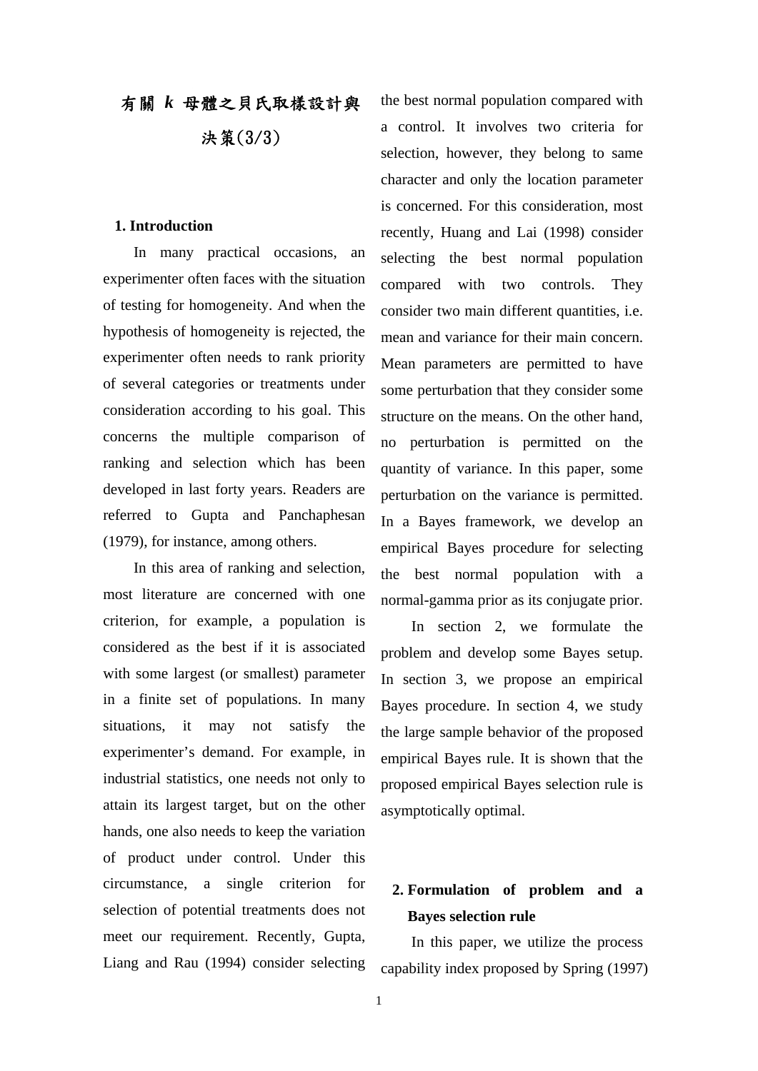# 有關 $k$ 母體之貝氏取樣設計與決策(3/3)

## 1. Introduction

In many practical occasions, an experimenter often faces with the situation of testing for homogeneity. And when the hypothesis of homogeneity is rejected, the experimenter often needs to rank priority of several categories or treatments under consideration according to his goal. This concerns the multiple comparison of ranking and selection which has been developed in last forty years. Readers are referred to Gupta and Panchaphesan (1979), for instance, among others.

In this area of ranking and selection, most literature are concerned with one criterion, for example, a population is considered as the best if it is associated with some largest (or smallest) parameter in a finite set of populations. In many situations, it may not satisfy the experimenter's demand. For example, in industrial statistics, one needs not only to attain its largest target, but on the other hands, one also needs to keep the variation of product under control. Under this circumstance, a single criterion for selection of potential treatments does not meet our requirement. Recently, Gupta, Liang and Rau (1994) consider selecting the best normal population compared with a control. It involves two criteria for selection, however, they belong to same character and only the location parameter is concerned. For this consideration, most recently, Huang and Lai (1998) consider selecting the best normal population compared with two controls. They consider two main different quantities, i.e. mean and variance for their main concern. Mean parameters are permitted to have some perturbation that they consider some structure on the means. On the other hand, no perturbation is permitted on the quantity of variance. In this paper, some perturbation on the variance is permitted. In a Bayes framework, we develop an empirical Bayes procedure for selecting the best normal population with a normal-gamma prior as its conjugate prior.

In section 2, we formulate the problem and develop some Bayes setup. In section 3, we propose an empirical Bayes procedure. In section 4, we study the large sample behavior of the proposed empirical Bayes rule. It is shown that the proposed empirical Bayes selection rule is asymptotically optimal.

## 2. Formulation of problem and a Bayes selection rule

In this paper, we utilize the process capability index proposed by Spring (1997)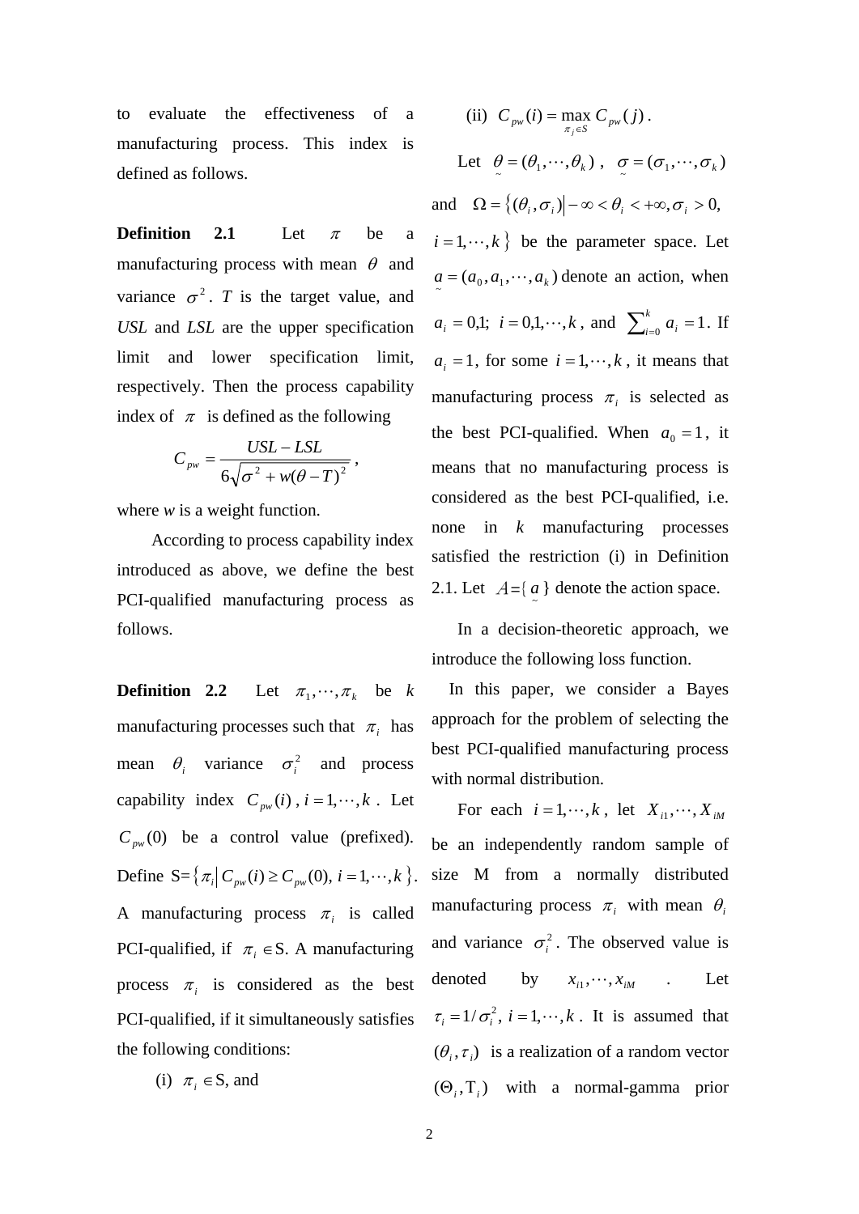to evaluate the effectiveness of a manufacturing process. This index is defined as follows.

**Definition 2.1** Let $\pi$ be a manufacturing process with mean $\theta$ and variance $\sigma^2$. $T$ is the target value, and *USL* and *LSL* are the upper specification limit and lower specification limit, respectively. Then the process capability index of $\pi$ is defined as the following

$$C_{pw} = \frac{USL - LSL}{6\sqrt{\sigma^2 + w(\theta - T)^2}},$$

where *w* is a weight function.

According to process capability index introduced as above, we define the best PCI-qualified manufacturing process as follows.

**Definition 2.2** Let $\pi_1, \cdots, \pi_k$ be $k$ manufacturing processes such that $\pi_i$ has mean $\theta_i$ variance $\sigma_i^2$ and process capability index $C_{pw}(i)$, $i = 1, \cdots, k$. Let $C_{pw}(0)$ be a control value (prefixed). Define $S = \{\pi_i | C_{pw}(i) \geq C_{pw}(0),\ i = 1, \cdots, k\}$. A manufacturing process $\pi_i$ is called PCI-qualified, if $\pi_i \in S$. A manufacturing process $\pi_i$ is considered as the best PCI-qualified, if it simultaneously satisfies the following conditions:

(i) $\pi_i \in S$, and

(ii) $C_{pw}(i) = \max_{\pi_j \in S} C_{pw}(j)$.

Let $\underset{\sim}{\theta} = (\theta_1, \cdots, \theta_k)$, $\underset{\sim}{\sigma} = (\sigma_1, \cdots, \sigma_k)$ and $\Omega = \{(\theta_i, \sigma_i) | -\infty < \theta_i < +\infty, \sigma_i > 0,\ i = 1, \cdots, k\}$ be the parameter space. Let $\underset{\sim}{a} = (a_0, a_1, \cdots, a_k)$ denote an action, when $a_i = 0,1;\ i = 0,1, \cdots, k$, and $\sum_{i=0}^{k} a_i = 1$. If $a_i = 1$, for some $i = 1, \cdots, k$, it means that manufacturing process $\pi_i$ is selected as the best PCI-qualified. When $a_0 = 1$, it means that no manufacturing process is considered as the best PCI-qualified, i.e. none in $k$ manufacturing processes satisfied the restriction (i) in Definition 2.1. Let $A = \{\underset{\sim}{a}\}$ denote the action space.

In a decision-theoretic approach, we introduce the following loss function.

In this paper, we consider a Bayes approach for the problem of selecting the best PCI-qualified manufacturing process with normal distribution.

For each $i = 1, \cdots, k$, let $X_{i1}, \cdots, X_{iM}$ be an independently random sample of size M from a normally distributed manufacturing process $\pi_i$ with mean $\theta_i$ and variance $\sigma_i^2$. The observed value is denoted by $x_{i1}, \cdots, x_{iM}$. Let $\tau_i = 1/\sigma_i^2$, $i = 1, \cdots, k$. It is assumed that $(\theta_i, \tau_i)$ is a realization of a random vector $(\Theta_i, \mathrm{T}_i)$ with a normal-gamma prior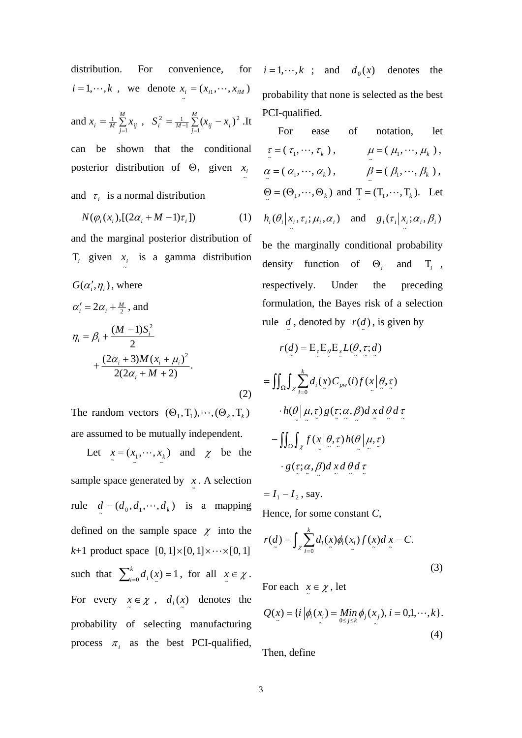distribution. For convenience, for $i = 1, \cdots, k$, we denote $\underset{\sim}{x_i} = (x_{i1}, \cdots, x_{iM})$ and $x_i = \frac{1}{M}\sum_{j=1}^{M} x_{ij}$, $S_i^2 = \frac{1}{M-1}\sum_{j=1}^{M}(x_{ij} - x_i)^2$. It can be shown that the conditional posterior distribution of $\Theta_i$ given $\underset{\sim}{x_i}$ and $\tau_i$ is a normal distribution

$$N(\varphi_i(x_i), [(2\alpha_i + M - 1)\tau_i]) \tag{1}$$

and the marginal posterior distribution of $\mathrm{T}_i$ given $\underset{\sim}{x_i}$ is a gamma distribution $G(\alpha_i', \eta_i)$, where

$\alpha_i' = 2\alpha_i + \frac{M}{2}$, and

$$\eta_i = \beta_i + \frac{(M-1)S_i^2}{2} + \frac{(2\alpha_i + 3)M(x_i + \mu_i)^2}{2(2\alpha_i + M + 2)}. \tag{2}$$

The random vectors $(\Theta_1, \mathrm{T}_1), \cdots, (\Theta_k, \mathrm{T}_k)$ are assumed to be mutually independent.

Let $\underset{\sim}{x} = (\underset{\sim}{x_1}, \cdots, \underset{\sim}{x_k})$ and $\chi$ be the sample space generated by $\underset{\sim}{x}$. A selection rule $\underset{\sim}{d} = (d_0, d_1, \cdots, d_k)$ is a mapping defined on the sample space $\chi$ into the $k$+1 product space $[0,1] \times [0,1] \times \cdots \times [0,1]$ such that $\sum_{i=0}^{k} d_i(\underset{\sim}{x}) = 1$, for all $\underset{\sim}{x} \in \chi$. For every $\underset{\sim}{x} \in \chi$, $d_i(\underset{\sim}{x})$ denotes the probability of selecting manufacturing process $\pi_i$ as the best PCI-qualified, $i = 1, \cdots, k$; and $d_0(\underset{\sim}{x})$ denotes the probability that none is selected as the best PCI-qualified.

For ease of notation, let $\underset{\sim}{\tau} = (\tau_1, \cdots, \tau_k)$, $\underset{\sim}{\mu} = (\mu_1, \cdots, \mu_k)$, $\underset{\sim}{\alpha} = (\alpha_1, \cdots, \alpha_k)$, $\underset{\sim}{\beta} = (\beta_1, \cdots, \beta_k)$, $\underset{\sim}{\Theta} = (\Theta_1, \cdots, \Theta_k)$ and $\underset{\sim}{\mathrm{T}} = (\mathrm{T}_1, \cdots, \mathrm{T}_k)$. Let $h_i(\theta_i | \underset{\sim}{x_i}, \tau_i; \mu_i, \alpha_i)$ and $g_i(\tau_i | \underset{\sim}{x_i}; \alpha_i, \beta_i)$ be the marginally conditional probability density function of $\Theta_i$ and $\mathrm{T}_i$, respectively. Under the preceding formulation, the Bayes risk of a selection rule $\underset{\sim}{d}$, denoted by $r(\underset{\sim}{d})$, is given by

$$
\begin{aligned}
r(\underset{\sim}{d}) &= \mathrm{E}_{\underset{\sim}{\tau}} \mathrm{E}_{\underset{\sim}{\theta}} \mathrm{E}_{\underset{\sim}{x}} L(\underset{\sim}{\theta}, \underset{\sim}{\tau}; \underset{\sim}{d}) \\
&= \iint_{\Omega} \int_{\chi} \sum_{i=0}^{k} d_i(\underset{\sim}{x}) C_{pw}(i) f(\underset{\sim}{x} | \underset{\sim}{\theta}, \underset{\sim}{\tau}) \\
&\quad \cdot h(\underset{\sim}{\theta} | \underset{\sim}{\mu}, \underset{\sim}{\tau}) g(\underset{\sim}{\tau}; \underset{\sim}{\alpha}, \underset{\sim}{\beta}) d\underset{\sim}{x}\, d\underset{\sim}{\theta}\, d\underset{\sim}{\tau} \\
&\quad - \iint_{\Omega} \int_{\chi} f(\underset{\sim}{x} | \underset{\sim}{\theta}, \underset{\sim}{\tau}) h(\underset{\sim}{\theta} | \underset{\sim}{\mu}, \underset{\sim}{\tau}) \\
&\quad \cdot g(\underset{\sim}{\tau}; \underset{\sim}{\alpha}, \underset{\sim}{\beta}) d\underset{\sim}{x}\, d\underset{\sim}{\theta}\, d\underset{\sim}{\tau} \\
&= I_1 - I_2 \text{, say.}
\end{aligned}
$$

Hence, for some constant *C*,

$$r(\underset{\sim}{d}) = \int_{\chi} \sum_{i=0}^{k} d_i(\underset{\sim}{x}) \phi_i(\underset{\sim}{x_i}) f(\underset{\sim}{x}) d\underset{\sim}{x} - C. \tag{3}$$

For each $\underset{\sim}{x} \in \chi$, let

$$Q(\underset{\sim}{x}) = \{i \,|\, \phi_i(\underset{\sim}{x_i}) = \underset{0 \le j \le k}{Min}\, \phi_j(\underset{\sim}{x_j}),\ i = 0, 1, \cdots, k\}. \tag{4}$$

Then, define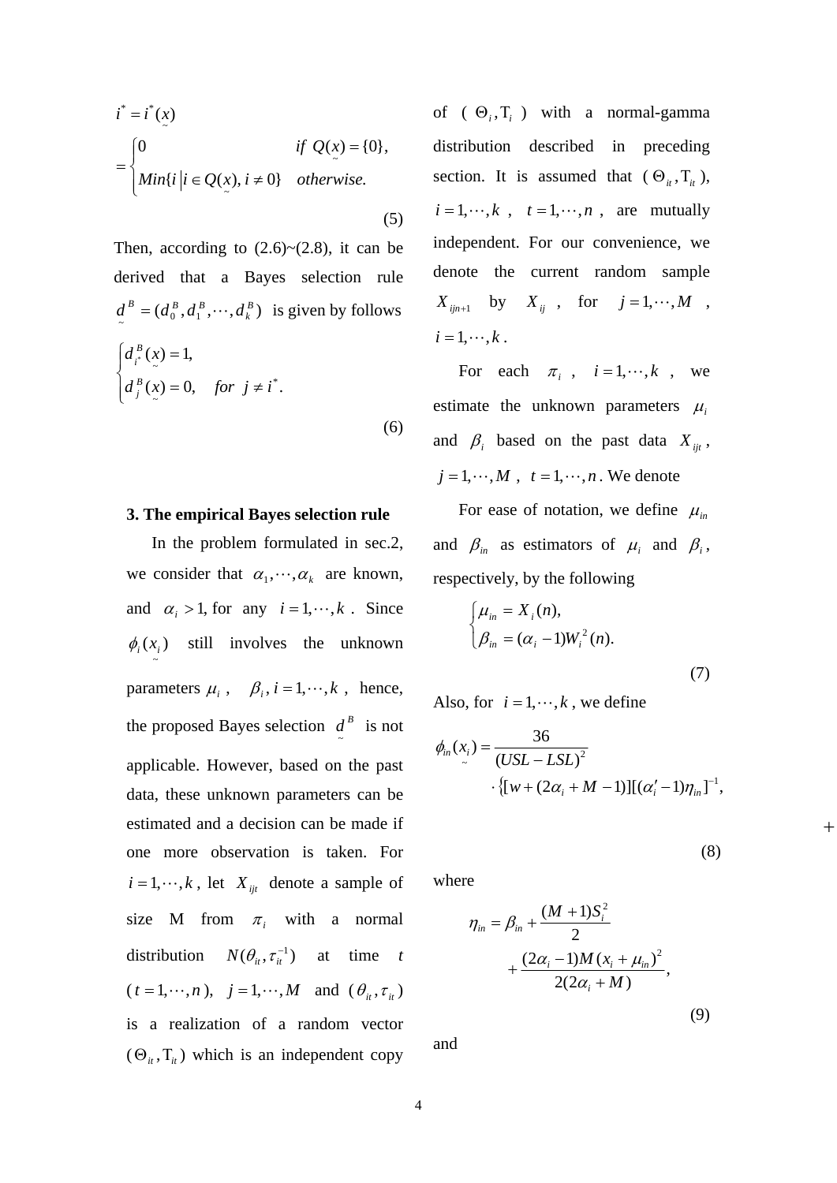$$
i^* = i^*(\underset{\sim}{x}) = \begin{cases} 0 & \text{if } Q(\underset{\sim}{x}) = \{0\}, \\ Min\{i \mid i \in Q(\underset{\sim}{x}), i \neq 0\} & \text{otherwise.} \end{cases} \tag{5}
$$

Then, according to (2.6)~(2.8), it can be derived that a Bayes selection rule $\underset{\sim}{d}^B = (d_0^B, d_1^B, \cdots, d_k^B)$ is given by follows

$$
\begin{cases} d_{i^*}^B(\underset{\sim}{x}) = 1, \\ d_j^B(\underset{\sim}{x}) = 0, \quad \text{for } j \neq i^*. \end{cases} \tag{6}
$$

## 3. The empirical Bayes selection rule

In the problem formulated in sec.2, we consider that $\alpha_1, \cdots, \alpha_k$ are known, and $\alpha_i > 1$, for any $i = 1, \cdots, k$. Since $\phi_i(\underset{\sim}{x_i})$ still involves the unknown parameters $\mu_i$, $\beta_i, i = 1, \cdots, k$, hence, the proposed Bayes selection $\underset{\sim}{d}^B$ is not applicable. However, based on the past data, these unknown parameters can be estimated and a decision can be made if one more observation is taken. For $i = 1, \cdots, k$, let $X_{ijt}$ denote a sample of size M from $\pi_i$ with a normal distribution $N(\theta_{it}, \tau_{it}^{-1})$ at time $t$ ($t = 1, \cdots, n$), $j = 1, \cdots, M$ and $(\theta_{it}, \tau_{it})$ is a realization of a random vector $(\Theta_{it}, \mathrm{T}_{it})$ which is an independent copy of $(\Theta_i, \mathrm{T}_i)$ with a normal-gamma distribution described in preceding section. It is assumed that $(\Theta_{it}, \mathrm{T}_{it})$, $i = 1, \cdots, k$, $t = 1, \cdots, n$, are mutually independent. For our convenience, we denote the current random sample $X_{ijn+1}$ by $X_{ij}$, for $j = 1, \cdots, M$, $i = 1, \cdots, k$.

For each $\pi_i$, $i = 1, \cdots, k$, we estimate the unknown parameters $\mu_i$ and $\beta_i$ based on the past data $X_{ijt}$, $j = 1, \cdots, M$, $t = 1, \cdots, n$. We denote

For ease of notation, we define $\mu_{in}$ and $\beta_{in}$ as estimators of $\mu_i$ and $\beta_i$, respectively, by the following

$$
\begin{cases} \mu_{in} = X_i(n), \\ \beta_{in} = (\alpha_i - 1) W_i^2(n). \end{cases} \tag{7}
$$

Also, for $i = 1, \cdots, k$, we define

$$
\phi_{in}(\underset{\sim}{x_i}) = \frac{36}{(USL - LSL)^2} \cdot \{[w + (2\alpha_i + M - 1)][(\alpha_i' - 1)\eta_{in}]^{-1}, \tag{8}
$$

where

$$
\eta_{in} = \beta_{in} + \frac{(M+1)S_i^2}{2} + \frac{(2\alpha_i - 1)M(x_i + \mu_{in})^2}{2(2\alpha_i + M)}, \tag{9}
$$

and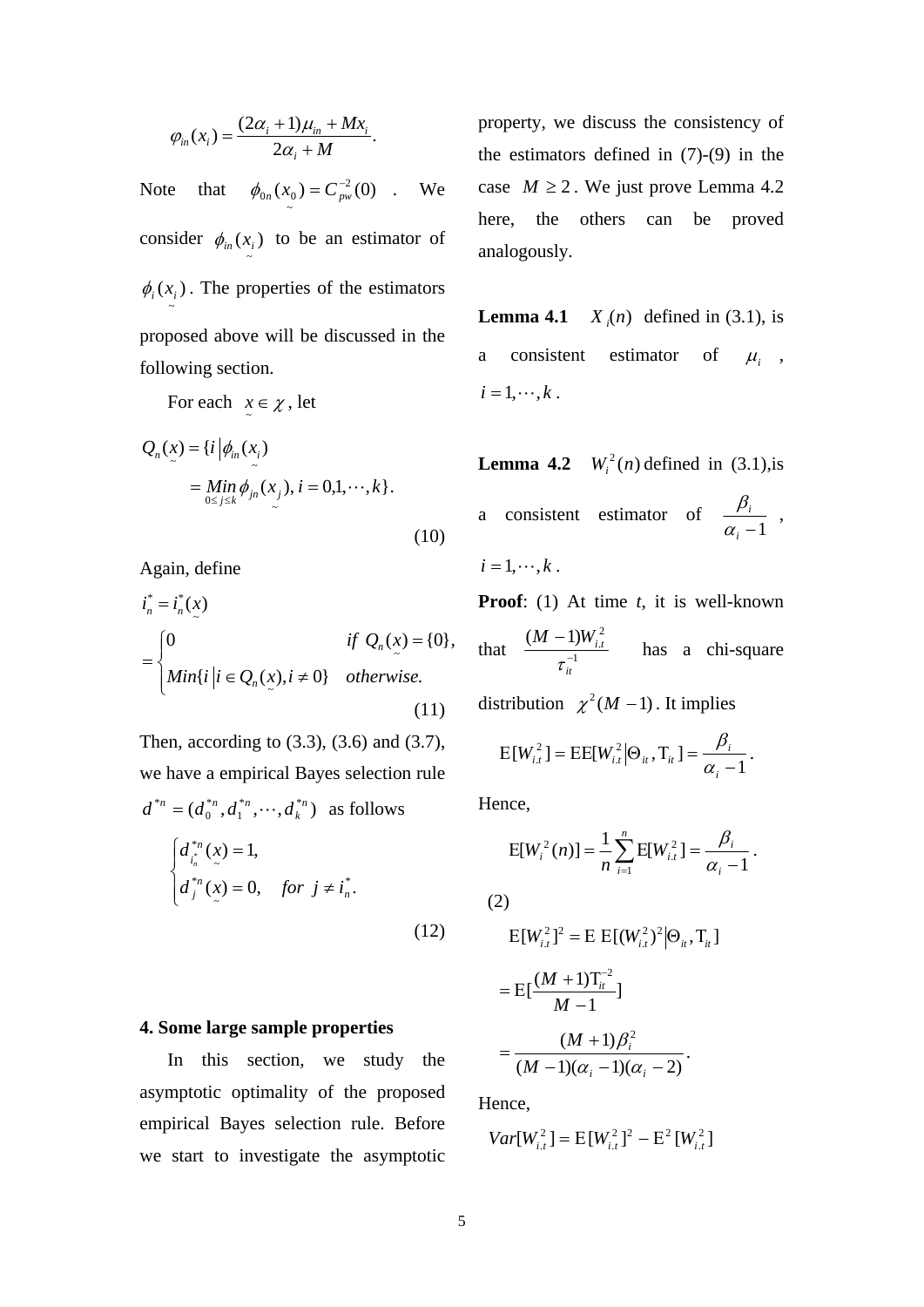$$\varphi_{in}(x_i) = \frac{(2\alpha_i + 1)\mu_{in} + Mx_i}{2\alpha_i + M}.$$

Note that $\phi_{0n}(\underset{\sim}{x_0}) = C_{pw}^{-2}(0)$. We consider $\phi_{in}(\underset{\sim}{x_i})$ to be an estimator of $\phi_i(\underset{\sim}{x_i})$. The properties of the estimators proposed above will be discussed in the following section.

For each $\underset{\sim}{x} \in \chi$, let

$$Q_n(\underset{\sim}{x}) = \{i \,|\, \phi_{in}(\underset{\sim}{x_i}) = \underset{0 \le j \le k}{Min}\, \phi_{jn}(\underset{\sim}{x_j}),\, i = 0,1,\cdots,k\}. \tag{10}$$

Again, define

$$i_n^* = i_n^*(\underset{\sim}{x}) = \begin{cases} 0 & if\ Q_n(\underset{\sim}{x}) = \{0\}, \\ Min\{i \,|\, i \in Q_n(\underset{\sim}{x}), i \ne 0\} & otherwise. \end{cases} \tag{11}$$

Then, according to (3.3), (3.6) and (3.7), we have a empirical Bayes selection rule $d^{*n} = (d_0^{*n}, d_1^{*n}, \cdots, d_k^{*n})$ as follows

$$\begin{cases} d_{i_n^*}^{*n}(\underset{\sim}{x}) = 1, \\ d_j^{*n}(\underset{\sim}{x}) = 0, \quad for\ j \ne i_n^*. \end{cases} \tag{12}$$

## 4. Some large sample properties

In this section, we study the asymptotic optimality of the proposed empirical Bayes selection rule. Before we start to investigate the asymptotic property, we discuss the consistency of the estimators defined in (7)-(9) in the case $M \ge 2$. We just prove Lemma 4.2 here, the others can be proved analogously.

**Lemma 4.1** $X_i(n)$ defined in (3.1), is a consistent estimator of $\mu_i$, $i = 1, \cdots, k$.

**Lemma 4.2** $W_i^2(n)$ defined in (3.1),is a consistent estimator of $\dfrac{\beta_i}{\alpha_i - 1}$, $i = 1, \cdots, k$.

**Proof**: (1) At time *t*, it is well-known that $\dfrac{(M-1)W_{i,t}^2}{\tau_{it}^{-1}}$ has a chi-square distribution $\chi^2(M-1)$. It implies

$$\mathrm{E}[W_{i,t}^2] = \mathrm{E}\mathrm{E}[W_{i,t}^2 \,|\, \Theta_{it}, \mathrm{T}_{it}] = \frac{\beta_i}{\alpha_i - 1}.$$

Hence,

$$\mathrm{E}[W_i^2(n)] = \frac{1}{n}\sum_{i=1}^{n} \mathrm{E}[W_{i,t}^2] = \frac{\beta_i}{\alpha_i - 1}.$$

(2)

$$\mathrm{E}[W_{i,t}^2]^2 = \mathrm{E}\,\mathrm{E}[(W_{i,t}^2)^2 \,|\, \Theta_{it}, \mathrm{T}_{it}]$$

$$= \mathrm{E}[\frac{(M+1)\mathrm{T}_{it}^{-2}}{M-1}]$$

$$= \frac{(M+1)\beta_i^2}{(M-1)(\alpha_i - 1)(\alpha_i - 2)}.$$

Hence,

$$Var[W_{i,t}^2] = \mathrm{E}[W_{i,t}^2]^2 - \mathrm{E}^2[W_{i,t}^2]$$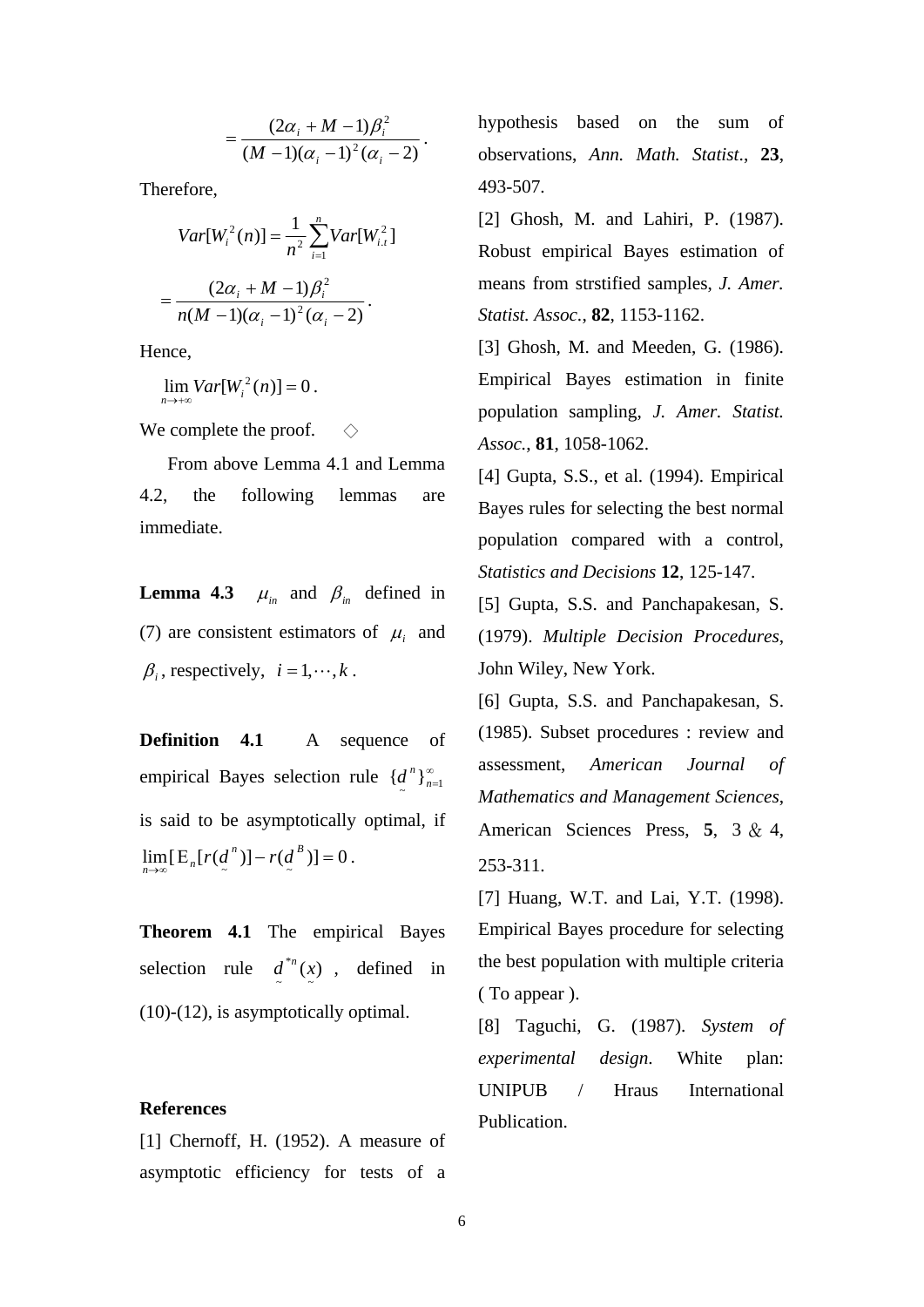$$= \frac{(2\alpha_i + M - 1)\beta_i^2}{(M-1)(\alpha_i - 1)^2(\alpha_i - 2)}.$$

Therefore,

$$Var[W_i^2(n)] = \frac{1}{n^2}\sum_{i=1}^{n} Var[W_{i,t}^2]$$

$$= \frac{(2\alpha_i + M - 1)\beta_i^2}{n(M-1)(\alpha_i - 1)^2(\alpha_i - 2)}.$$

Hence,

$$\lim_{n \to +\infty} Var[W_i^2(n)] = 0.$$

We complete the proof. ◇

From above Lemma 4.1 and Lemma 4.2, the following lemmas are immediate.

**Lemma 4.3** $\mu_{in}$ and $\beta_{in}$ defined in (7) are consistent estimators of $\mu_i$ and $\beta_i$, respectively, $i = 1, \cdots, k$.

**Definition 4.1** A sequence of empirical Bayes selection rule $\{\underset{\sim}{d}^n\}_{n=1}^{\infty}$ is said to be asymptotically optimal, if $\lim_{n \to \infty}[\mathrm{E}_n[r(\underset{\sim}{d}^n)] - r(\underset{\sim}{d}^B)] = 0$.

**Theorem 4.1** The empirical Bayes selection rule $\underset{\sim}{d}^{*n}(\underset{\sim}{x})$, defined in (10)-(12), is asymptotically optimal.

## References

[1] Chernoff, H. (1952). A measure of asymptotic efficiency for tests of a hypothesis based on the sum of observations, *Ann. Math. Statist.*, **23**, 493-507.

[2] Ghosh, M. and Lahiri, P. (1987). Robust empirical Bayes estimation of means from strstified samples, *J. Amer. Statist. Assoc.*, **82**, 1153-1162.

[3] Ghosh, M. and Meeden, G. (1986). Empirical Bayes estimation in finite population sampling, *J. Amer. Statist. Assoc.*, **81**, 1058-1062.

[4] Gupta, S.S., et al. (1994). Empirical Bayes rules for selecting the best normal population compared with a control, *Statistics and Decisions* **12**, 125-147.

[5] Gupta, S.S. and Panchapakesan, S. (1979). *Multiple Decision Procedures*, John Wiley, New York.

[6] Gupta, S.S. and Panchapakesan, S. (1985). Subset procedures : review and assessment, *American Journal of Mathematics and Management Sciences*, American Sciences Press, **5**, 3 & 4, 253-311.

[7] Huang, W.T. and Lai, Y.T. (1998). Empirical Bayes procedure for selecting the best population with multiple criteria ( To appear ).

[8] Taguchi, G. (1987). *System of experimental design*. White plan: UNIPUB / Hraus International Publication.